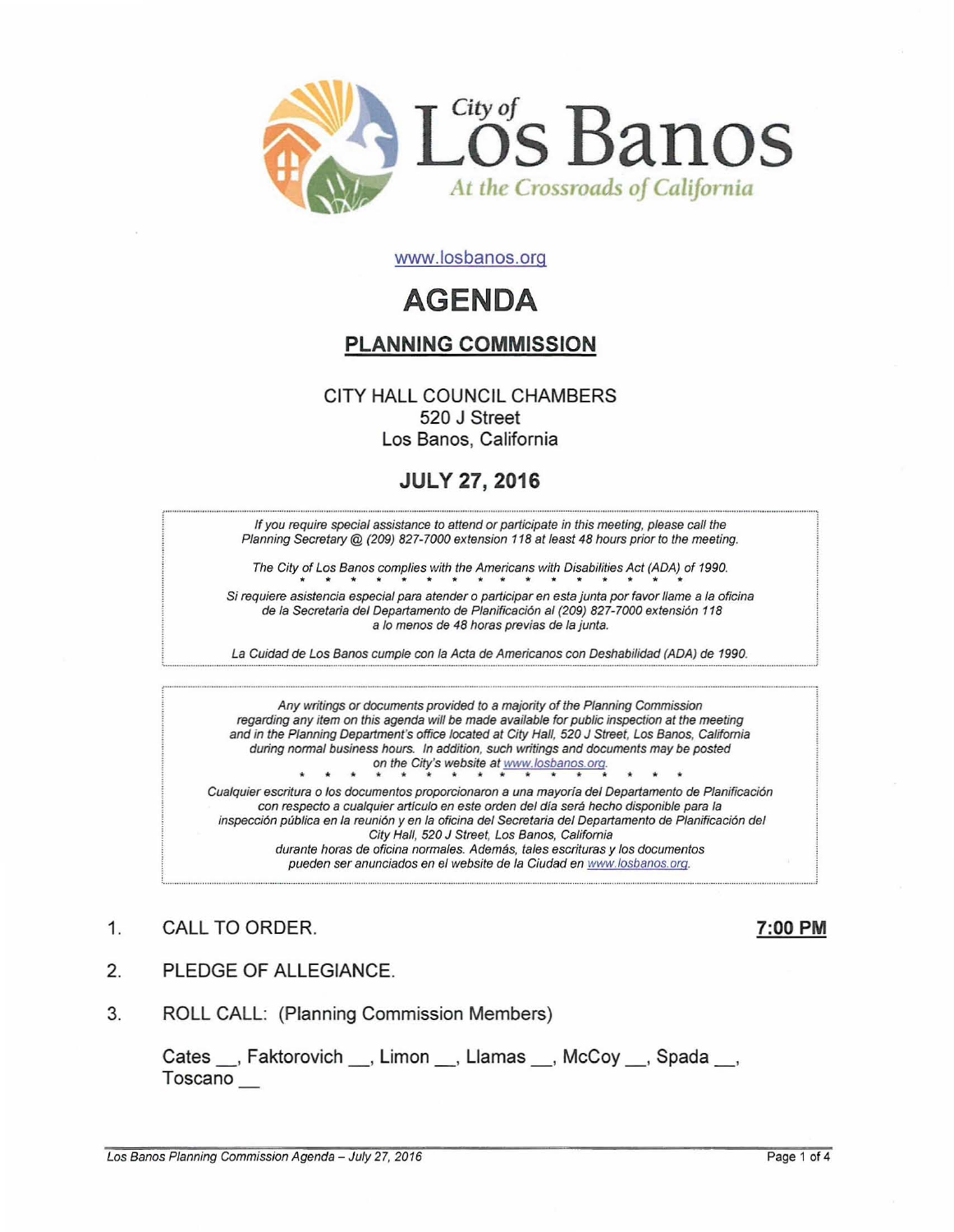City of Los Banos
*At the Crossroads of California*

www.losbanos.org

# AGENDA

## PLANNING COMMISSION

CITY HALL COUNCIL CHAMBERS
520 J Street
Los Banos, California

### JULY 27, 2016

*If you require special assistance to attend or participate in this meeting, please call the Planning Secretary @ (209) 827-7000 extension 118 at least 48 hours prior to the meeting.*

*The City of Los Banos complies with the Americans with Disabilities Act (ADA) of 1990.*

\* \* \* \* \* \* \* \* \* \* \* \* \* \* \* \*

*Si requiere asistencia especial para atender o participar en esta junta por favor llame a la oficina de la Secretaria del Departamento de Planificación al (209) 827-7000 extensión 118 a lo menos de 48 horas previas de la junta.*

*La Cuidad de Los Banos cumple con la Acta de Americanos con Deshabilidad (ADA) de 1990.*

*Any writings or documents provided to a majority of the Planning Commission regarding any item on this agenda will be made available for public inspection at the meeting and in the Planning Department's office located at City Hall, 520 J Street, Los Banos, California during normal business hours. In addition, such writings and documents may be posted on the City's website at www.losbanos.org.*

\* \* \* \* \* \* \* \* \* \* \* \* \* \* \* \* \* \* \*

*Cualquier escritura o los documentos proporcionaron a una mayoría del Departamento de Planificación con respecto a cualquier artículo en este orden del día será hecho disponible para la inspección pública en la reunión y en la oficina del Secretaria del Departamento de Planificación del City Hall, 520 J Street, Los Banos, California durante horas de oficina normales. Además, tales escrituras y los documentos pueden ser anunciados en el website de la Ciudad en www.losbanos.org.*

1. CALL TO ORDER. **7:00 PM**

2. PLEDGE OF ALLEGIANCE.

3. ROLL CALL: (Planning Commission Members)

   Cates \_\_, Faktorovich \_\_, Limon \_\_, Llamas \_\_, McCoy \_\_, Spada \_\_, Toscano \_\_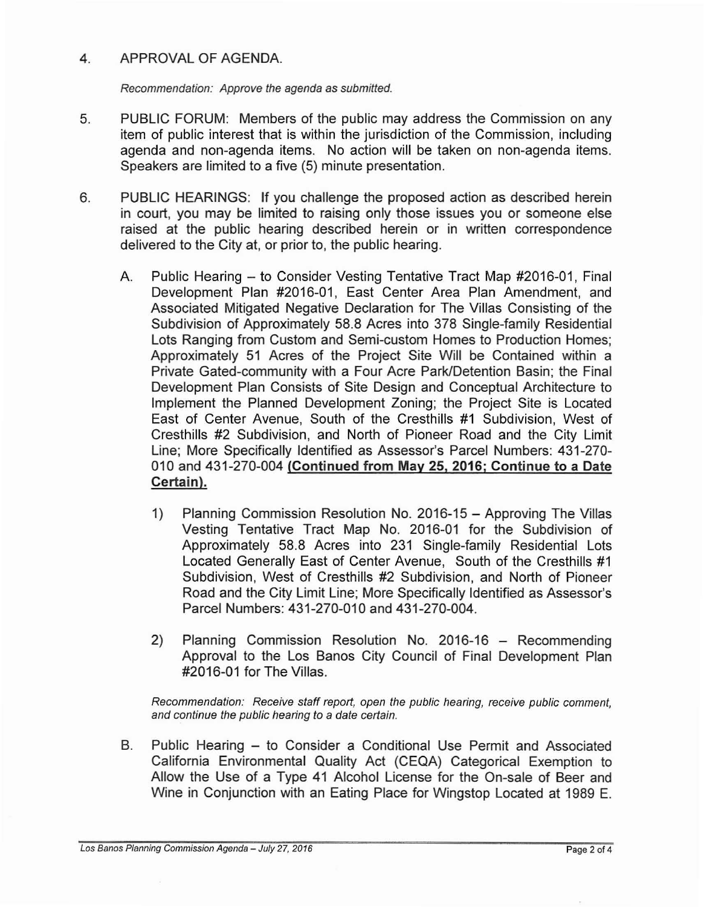4. APPROVAL OF AGENDA.

   *Recommendation: Approve the agenda as submitted.*

5. PUBLIC FORUM: Members of the public may address the Commission on any item of public interest that is within the jurisdiction of the Commission, including agenda and non-agenda items. No action will be taken on non-agenda items. Speakers are limited to a five (5) minute presentation.

6. PUBLIC HEARINGS: If you challenge the proposed action as described herein in court, you may be limited to raising only those issues you or someone else raised at the public hearing described herein or in written correspondence delivered to the City at, or prior to, the public hearing.

   A. Public Hearing – to Consider Vesting Tentative Tract Map #2016-01, Final Development Plan #2016-01, East Center Area Plan Amendment, and Associated Mitigated Negative Declaration for The Villas Consisting of the Subdivision of Approximately 58.8 Acres into 378 Single-family Residential Lots Ranging from Custom and Semi-custom Homes to Production Homes; Approximately 51 Acres of the Project Site Will be Contained within a Private Gated-community with a Four Acre Park/Detention Basin; the Final Development Plan Consists of Site Design and Conceptual Architecture to Implement the Planned Development Zoning; the Project Site is Located East of Center Avenue, South of the Cresthills #1 Subdivision, West of Cresthills #2 Subdivision, and North of Pioneer Road and the City Limit Line; More Specifically Identified as Assessor's Parcel Numbers: 431-270-010 and 431-270-004 **Continued from May 25, 2016; Continue to a Date Certain).**

      1) Planning Commission Resolution No. 2016-15 – Approving The Villas Vesting Tentative Tract Map No. 2016-01 for the Subdivision of Approximately 58.8 Acres into 231 Single-family Residential Lots Located Generally East of Center Avenue, South of the Cresthills #1 Subdivision, West of Cresthills #2 Subdivision, and North of Pioneer Road and the City Limit Line; More Specifically Identified as Assessor's Parcel Numbers: 431-270-010 and 431-270-004.

      2) Planning Commission Resolution No. 2016-16 – Recommending Approval to the Los Banos City Council of Final Development Plan #2016-01 for The Villas.

      *Recommendation: Receive staff report, open the public hearing, receive public comment, and continue the public hearing to a date certain.*

   B. Public Hearing – to Consider a Conditional Use Permit and Associated California Environmental Quality Act (CEQA) Categorical Exemption to Allow the Use of a Type 41 Alcohol License for the On-sale of Beer and Wine in Conjunction with an Eating Place for Wingstop Located at 1989 E.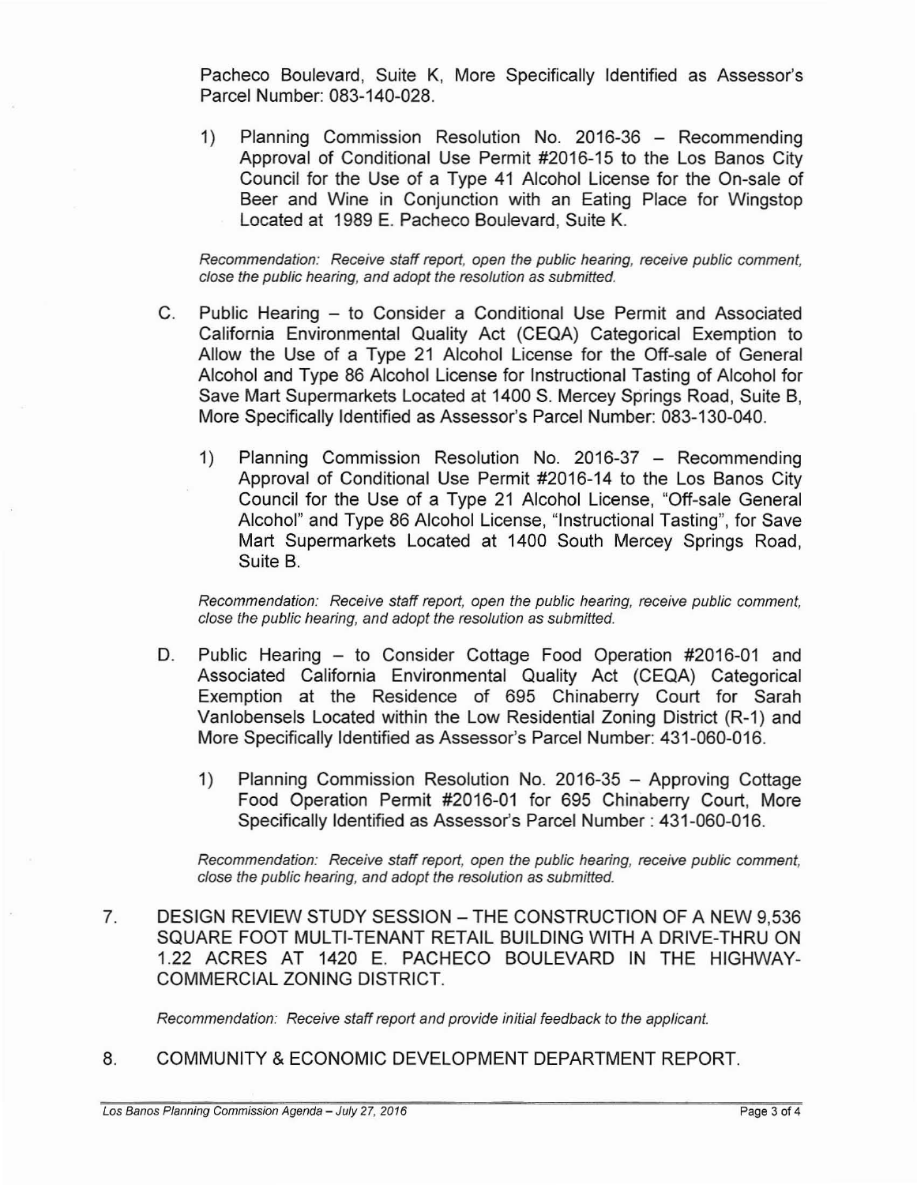Pacheco Boulevard, Suite K, More Specifically Identified as Assessor's Parcel Number: 083-140-028.

1) Planning Commission Resolution No. 2016-36 – Recommending Approval of Conditional Use Permit #2016-15 to the Los Banos City Council for the Use of a Type 41 Alcohol License for the On-sale of Beer and Wine in Conjunction with an Eating Place for Wingstop Located at 1989 E. Pacheco Boulevard, Suite K.

*Recommendation: Receive staff report, open the public hearing, receive public comment, close the public hearing, and adopt the resolution as submitted.*

C. Public Hearing – to Consider a Conditional Use Permit and Associated California Environmental Quality Act (CEQA) Categorical Exemption to Allow the Use of a Type 21 Alcohol License for the Off-sale of General Alcohol and Type 86 Alcohol License for Instructional Tasting of Alcohol for Save Mart Supermarkets Located at 1400 S. Mercey Springs Road, Suite B, More Specifically Identified as Assessor's Parcel Number: 083-130-040.

1) Planning Commission Resolution No. 2016-37 – Recommending Approval of Conditional Use Permit #2016-14 to the Los Banos City Council for the Use of a Type 21 Alcohol License, "Off-sale General Alcohol" and Type 86 Alcohol License, "Instructional Tasting", for Save Mart Supermarkets Located at 1400 South Mercey Springs Road, Suite B.

*Recommendation: Receive staff report, open the public hearing, receive public comment, close the public hearing, and adopt the resolution as submitted.*

D. Public Hearing – to Consider Cottage Food Operation #2016-01 and Associated California Environmental Quality Act (CEQA) Categorical Exemption at the Residence of 695 Chinaberry Court for Sarah Vanlobensels Located within the Low Residential Zoning District (R-1) and More Specifically Identified as Assessor's Parcel Number: 431-060-016.

1) Planning Commission Resolution No. 2016-35 – Approving Cottage Food Operation Permit #2016-01 for 695 Chinaberry Court, More Specifically Identified as Assessor's Parcel Number : 431-060-016.

*Recommendation: Receive staff report, open the public hearing, receive public comment, close the public hearing, and adopt the resolution as submitted.*

7. DESIGN REVIEW STUDY SESSION – THE CONSTRUCTION OF A NEW 9,536 SQUARE FOOT MULTI-TENANT RETAIL BUILDING WITH A DRIVE-THRU ON 1.22 ACRES AT 1420 E. PACHECO BOULEVARD IN THE HIGHWAY-COMMERCIAL ZONING DISTRICT.

*Recommendation: Receive staff report and provide initial feedback to the applicant.*

8. COMMUNITY & ECONOMIC DEVELOPMENT DEPARTMENT REPORT.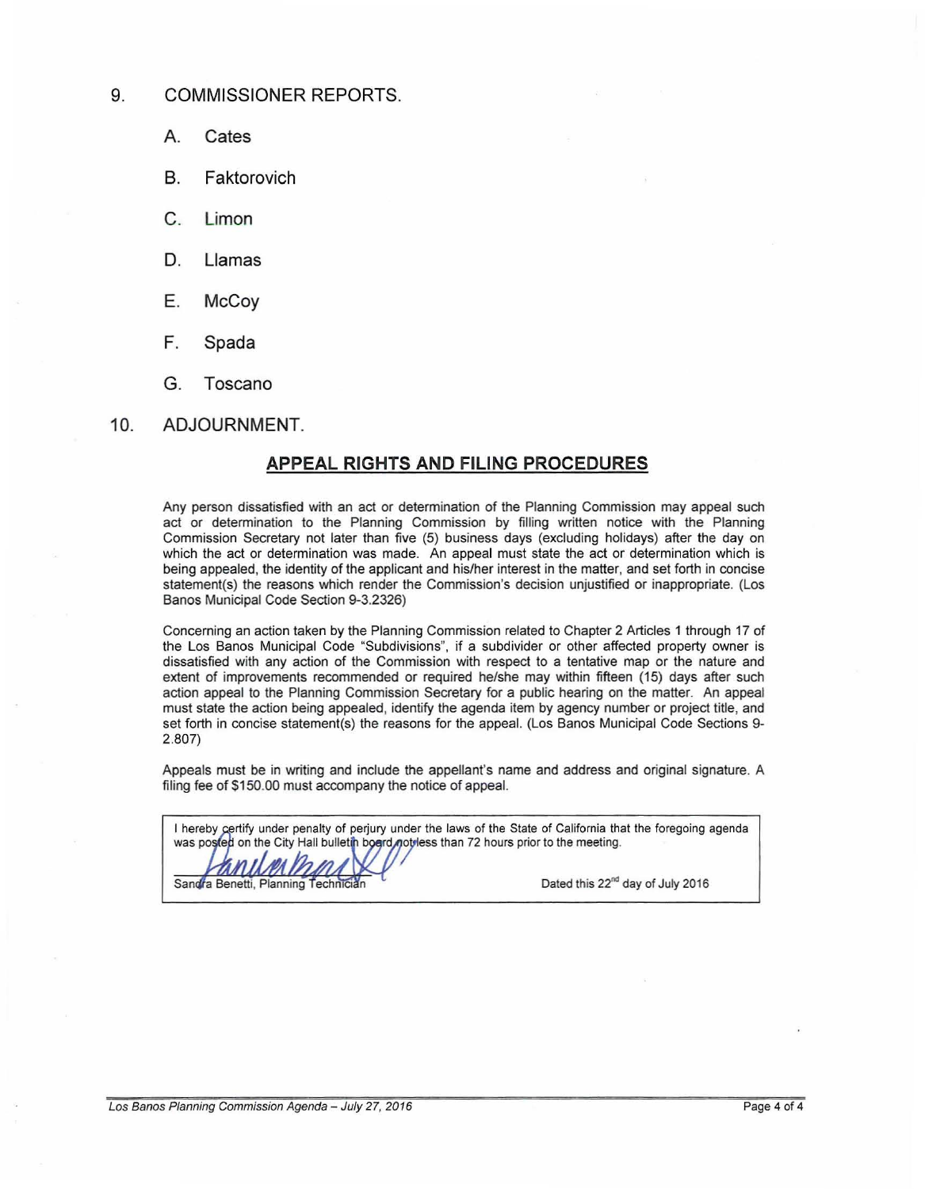9. COMMISSIONER REPORTS.

   A. Cates

   B. Faktorovich

   C. Limon

   D. Llamas

   E. McCoy

   F. Spada

   G. Toscano

10. ADJOURNMENT.

## APPEAL RIGHTS AND FILING PROCEDURES

Any person dissatisfied with an act or determination of the Planning Commission may appeal such act or determination to the Planning Commission by filling written notice with the Planning Commission Secretary not later than five (5) business days (excluding holidays) after the day on which the act or determination was made. An appeal must state the act or determination which is being appealed, the identity of the applicant and his/her interest in the matter, and set forth in concise statement(s) the reasons which render the Commission's decision unjustified or inappropriate. (Los Banos Municipal Code Section 9-3.2326)

Concerning an action taken by the Planning Commission related to Chapter 2 Articles 1 through 17 of the Los Banos Municipal Code "Subdivisions", if a subdivider or other affected property owner is dissatisfied with any action of the Commission with respect to a tentative map or the nature and extent of improvements recommended or required he/she may within fifteen (15) days after such action appeal to the Planning Commission Secretary for a public hearing on the matter. An appeal must state the action being appealed, identify the agenda item by agency number or project title, and set forth in concise statement(s) the reasons for the appeal. (Los Banos Municipal Code Sections 9-2.807)

Appeals must be in writing and include the appellant's name and address and original signature. A filing fee of $150.00 must accompany the notice of appeal.

I hereby certify under penalty of perjury under the laws of the State of California that the foregoing agenda was posted on the City Hall bulletin board not less than 72 hours prior to the meeting.

Sandra Benetti, Planning Technician

Dated this 22nd day of July 2016